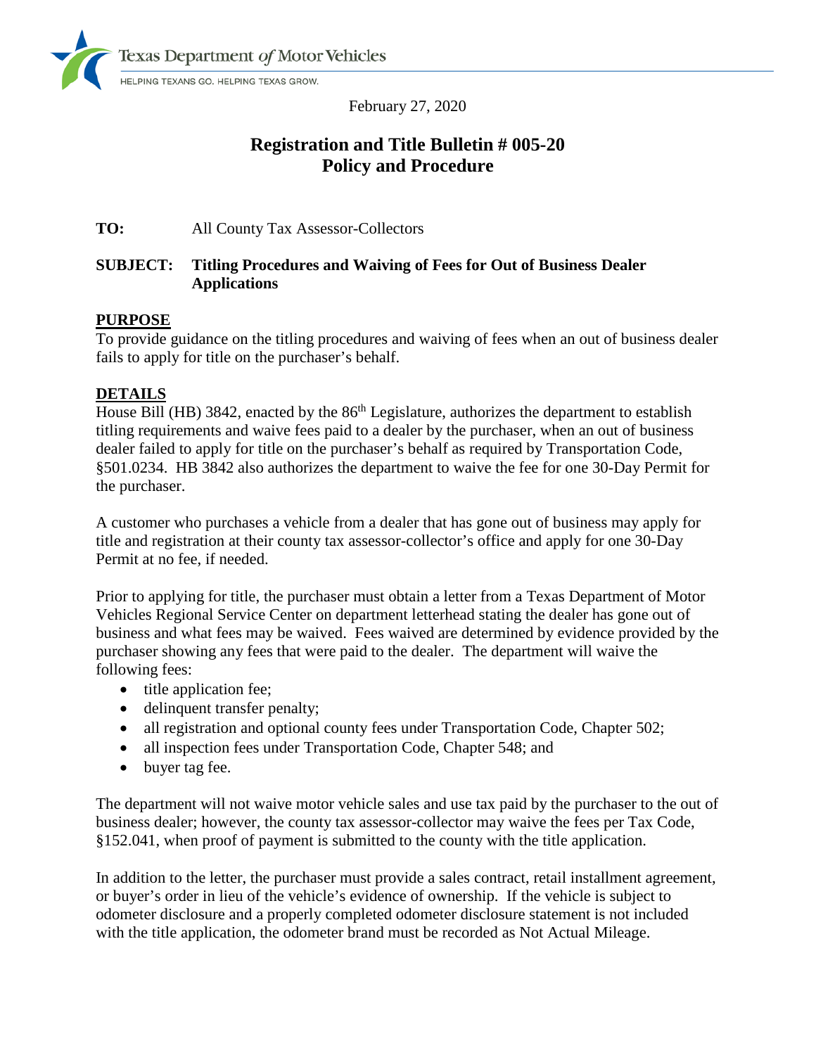Texas Department *of* Motor Vehicles

HELPING TEXANS GO. HELPING TEXAS GROW.

February 27, 2020

# Registration and Title Bulletin # 005-20
# Policy and Procedure

**TO:** All County Tax Assessor-Collectors

**SUBJECT: Titling Procedures and Waiving of Fees for Out of Business Dealer Applications**

## PURPOSE

To provide guidance on the titling procedures and waiving of fees when an out of business dealer fails to apply for title on the purchaser's behalf.

## DETAILS

House Bill (HB) 3842, enacted by the 86th Legislature, authorizes the department to establish titling requirements and waive fees paid to a dealer by the purchaser, when an out of business dealer failed to apply for title on the purchaser's behalf as required by Transportation Code, §501.0234. HB 3842 also authorizes the department to waive the fee for one 30-Day Permit for the purchaser.

A customer who purchases a vehicle from a dealer that has gone out of business may apply for title and registration at their county tax assessor-collector's office and apply for one 30-Day Permit at no fee, if needed.

Prior to applying for title, the purchaser must obtain a letter from a Texas Department of Motor Vehicles Regional Service Center on department letterhead stating the dealer has gone out of business and what fees may be waived. Fees waived are determined by evidence provided by the purchaser showing any fees that were paid to the dealer. The department will waive the following fees:

- title application fee;
- delinquent transfer penalty;
- all registration and optional county fees under Transportation Code, Chapter 502;
- all inspection fees under Transportation Code, Chapter 548; and
- buyer tag fee.

The department will not waive motor vehicle sales and use tax paid by the purchaser to the out of business dealer; however, the county tax assessor-collector may waive the fees per Tax Code, §152.041, when proof of payment is submitted to the county with the title application.

In addition to the letter, the purchaser must provide a sales contract, retail installment agreement, or buyer's order in lieu of the vehicle's evidence of ownership. If the vehicle is subject to odometer disclosure and a properly completed odometer disclosure statement is not included with the title application, the odometer brand must be recorded as Not Actual Mileage.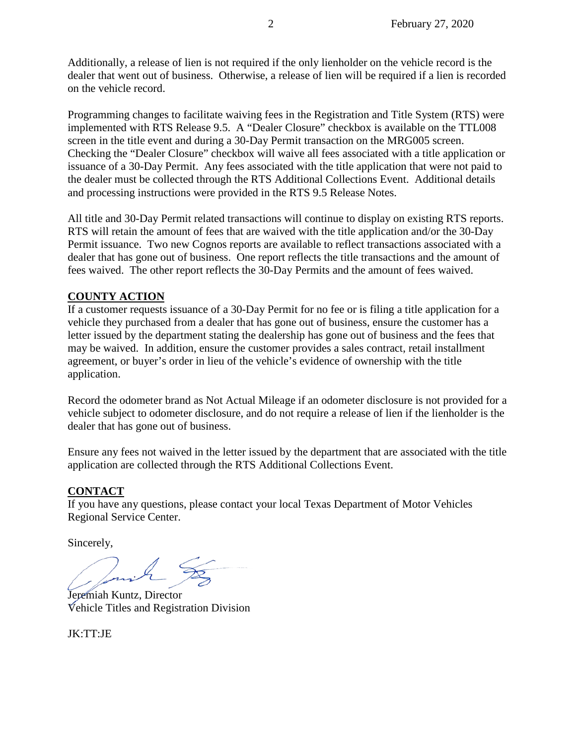Additionally, a release of lien is not required if the only lienholder on the vehicle record is the dealer that went out of business. Otherwise, a release of lien will be required if a lien is recorded on the vehicle record.

Programming changes to facilitate waiving fees in the Registration and Title System (RTS) were implemented with RTS Release 9.5. A "Dealer Closure" checkbox is available on the TTL008 screen in the title event and during a 30-Day Permit transaction on the MRG005 screen. Checking the "Dealer Closure" checkbox will waive all fees associated with a title application or issuance of a 30-Day Permit. Any fees associated with the title application that were not paid to the dealer must be collected through the RTS Additional Collections Event. Additional details and processing instructions were provided in the RTS 9.5 Release Notes.

All title and 30-Day Permit related transactions will continue to display on existing RTS reports. RTS will retain the amount of fees that are waived with the title application and/or the 30-Day Permit issuance. Two new Cognos reports are available to reflect transactions associated with a dealer that has gone out of business. One report reflects the title transactions and the amount of fees waived. The other report reflects the 30-Day Permits and the amount of fees waived.

## COUNTY ACTION

If a customer requests issuance of a 30-Day Permit for no fee or is filing a title application for a vehicle they purchased from a dealer that has gone out of business, ensure the customer has a letter issued by the department stating the dealership has gone out of business and the fees that may be waived. In addition, ensure the customer provides a sales contract, retail installment agreement, or buyer's order in lieu of the vehicle's evidence of ownership with the title application.

Record the odometer brand as Not Actual Mileage if an odometer disclosure is not provided for a vehicle subject to odometer disclosure, and do not require a release of lien if the lienholder is the dealer that has gone out of business.

Ensure any fees not waived in the letter issued by the department that are associated with the title application are collected through the RTS Additional Collections Event.

## CONTACT

If you have any questions, please contact your local Texas Department of Motor Vehicles Regional Service Center.

Sincerely,

Jeremiah Kuntz, Director
Vehicle Titles and Registration Division

JK:TT:JE